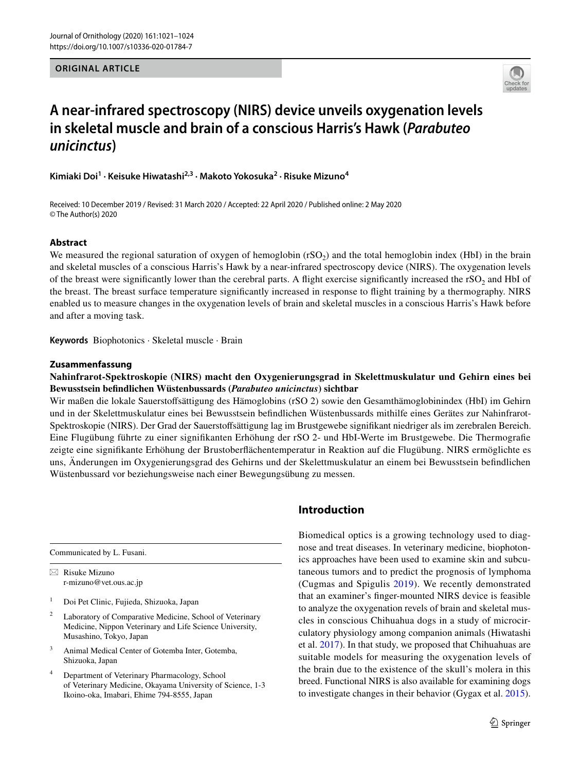ORIGINAL ARTICLE

# A near-infrared spectroscopy (NIRS) device unveils oxygenation levels in skeletal muscle and brain of a conscious Harris's Hawk (*Parabuteo unicinctus*)

**Kimiaki Doi[1] · Keisuke Hiwatashi[2,3] · Makoto Yokosuka[2] · Risuke Mizuno[4]**

Received: 10 December 2019 / Revised: 31 March 2020 / Accepted: 22 April 2020 / Published online: 2 May 2020
© The Author(s) 2020

## Abstract

We measured the regional saturation of oxygen of hemoglobin ($rSO_2$) and the total hemoglobin index (HbI) in the brain and skeletal muscles of a conscious Harris's Hawk by a near-infrared spectroscopy device (NIRS). The oxygenation levels of the breast were significantly lower than the cerebral parts. A flight exercise significantly increased the $rSO_2$ and HbI of the breast. The breast surface temperature significantly increased in response to flight training by a thermography. NIRS enabled us to measure changes in the oxygenation levels of brain and skeletal muscles in a conscious Harris's Hawk before and after a moving task.

**Keywords** Biophotonics · Skeletal muscle · Brain

## Zusammenfassung

**Nahinfrarot-Spektroskopie (NIRS) macht den Oxygenierungsgrad in Skelettmuskulatur und Gehirn eines bei Bewusstsein befindlichen Wüstenbussards (*Parabuteo unicinctus*) sichtbar**

Wir maßen die lokale Sauerstoffsättigung des Hämoglobins (rSO 2) sowie den Gesamthämoglobinindex (HbI) im Gehirn und in der Skelettmuskulatur eines bei Bewusstsein befindlichen Wüstenbussards mithilfe eines Gerätes zur Nahinfrarot-Spektroskopie (NIRS). Der Grad der Sauerstoffsättigung lag im Brustgewebe signifikant niedriger als im zerebralen Bereich. Eine Flugübung führte zu einer signifikanten Erhöhung der rSO 2- und HbI-Werte im Brustgewebe. Die Thermografie zeigte eine signifikante Erhöhung der Brustoberflächentemperatur in Reaktion auf die Flugübung. NIRS ermöglichte es uns, Änderungen im Oxygenierungsgrad des Gehirns und der Skelettmuskulatur an einem bei Bewusstsein befindlichen Wüstenbussard vor beziehungsweise nach einer Bewegungsübung zu messen.

## Introduction

Biomedical optics is a growing technology used to diagnose and treat diseases. In veterinary medicine, biophotonics approaches have been used to examine skin and subcutaneous tumors and to predict the prognosis of lymphoma (Cugmas and Spigulis 2019). We recently demonstrated that an examiner's finger-mounted NIRS device is feasible to analyze the oxygenation revels of brain and skeletal muscles in conscious Chihuahua dogs in a study of microcirculatory physiology among companion animals (Hiwatashi et al. 2017). In that study, we proposed that Chihuahuas are suitable models for measuring the oxygenation levels of the brain due to the existence of the skull's molera in this breed. Functional NIRS is also available for examining dogs to investigate changes in their behavior (Gygax et al. 2015).

---

Communicated by L. Fusani.

✉ Risuke Mizuno
r-mizuno@vet.ous.ac.jp

[1] Doi Pet Clinic, Fujieda, Shizuoka, Japan

[2] Laboratory of Comparative Medicine, School of Veterinary Medicine, Nippon Veterinary and Life Science University, Musashino, Tokyo, Japan

[3] Animal Medical Center of Gotemba Inter, Gotemba, Shizuoka, Japan

[4] Department of Veterinary Pharmacology, School of Veterinary Medicine, Okayama University of Science, 1-3 Ikoino-oka, Imabari, Ehime 794-8555, Japan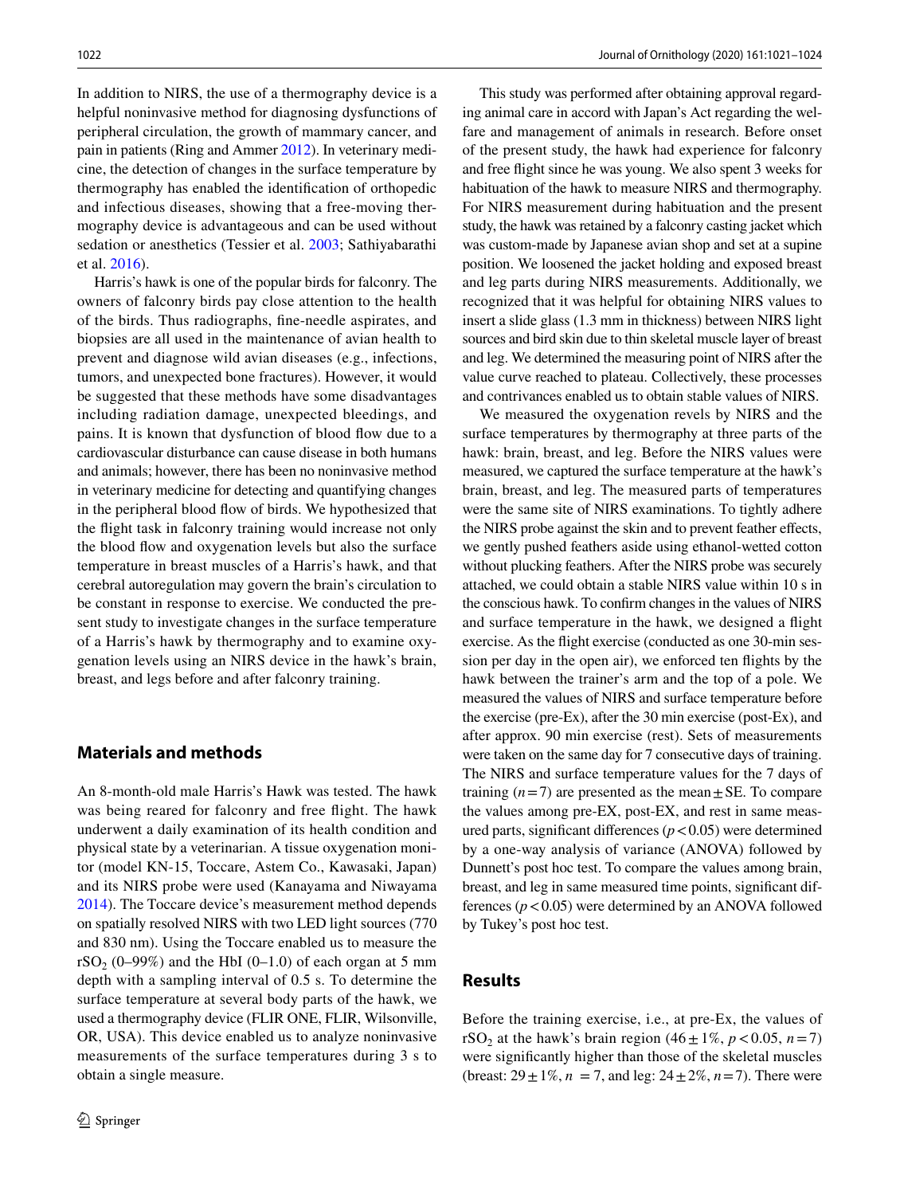In addition to NIRS, the use of a thermography device is a helpful noninvasive method for diagnosing dysfunctions of peripheral circulation, the growth of mammary cancer, and pain in patients (Ring and Ammer 2012). In veterinary medicine, the detection of changes in the surface temperature by thermography has enabled the identification of orthopedic and infectious diseases, showing that a free-moving thermography device is advantageous and can be used without sedation or anesthetics (Tessier et al. 2003; Sathiyabarathi et al. 2016).

Harris's hawk is one of the popular birds for falconry. The owners of falconry birds pay close attention to the health of the birds. Thus radiographs, fine-needle aspirates, and biopsies are all used in the maintenance of avian health to prevent and diagnose wild avian diseases (e.g., infections, tumors, and unexpected bone fractures). However, it would be suggested that these methods have some disadvantages including radiation damage, unexpected bleedings, and pains. It is known that dysfunction of blood flow due to a cardiovascular disturbance can cause disease in both humans and animals; however, there has been no noninvasive method in veterinary medicine for detecting and quantifying changes in the peripheral blood flow of birds. We hypothesized that the flight task in falconry training would increase not only the blood flow and oxygenation levels but also the surface temperature in breast muscles of a Harris's hawk, and that cerebral autoregulation may govern the brain's circulation to be constant in response to exercise. We conducted the present study to investigate changes in the surface temperature of a Harris's hawk by thermography and to examine oxygenation levels using an NIRS device in the hawk's brain, breast, and legs before and after falconry training.

## Materials and methods

An 8-month-old male Harris's Hawk was tested. The hawk was being reared for falconry and free flight. The hawk underwent a daily examination of its health condition and physical state by a veterinarian. A tissue oxygenation monitor (model KN-15, Toccare, Astem Co., Kawasaki, Japan) and its NIRS probe were used (Kanayama and Niwayama 2014). The Toccare device's measurement method depends on spatially resolved NIRS with two LED light sources (770 and 830 nm). Using the Toccare enabled us to measure the $rSO_2$ (0–99%) and the HbI (0–1.0) of each organ at 5 mm depth with a sampling interval of 0.5 s. To determine the surface temperature at several body parts of the hawk, we used a thermography device (FLIR ONE, FLIR, Wilsonville, OR, USA). This device enabled us to analyze noninvasive measurements of the surface temperatures during 3 s to obtain a single measure.

This study was performed after obtaining approval regarding animal care in accord with Japan's Act regarding the welfare and management of animals in research. Before onset of the present study, the hawk had experience for falconry and free flight since he was young. We also spent 3 weeks for habituation of the hawk to measure NIRS and thermography. For NIRS measurement during habituation and the present study, the hawk was retained by a falconry casting jacket which was custom-made by Japanese avian shop and set at a supine position. We loosened the jacket holding and exposed breast and leg parts during NIRS measurements. Additionally, we recognized that it was helpful for obtaining NIRS values to insert a slide glass (1.3 mm in thickness) between NIRS light sources and bird skin due to thin skeletal muscle layer of breast and leg. We determined the measuring point of NIRS after the value curve reached to plateau. Collectively, these processes and contrivances enabled us to obtain stable values of NIRS.

We measured the oxygenation revels by NIRS and the surface temperatures by thermography at three parts of the hawk: brain, breast, and leg. Before the NIRS values were measured, we captured the surface temperature at the hawk's brain, breast, and leg. The measured parts of temperatures were the same site of NIRS examinations. To tightly adhere the NIRS probe against the skin and to prevent feather effects, we gently pushed feathers aside using ethanol-wetted cotton without plucking feathers. After the NIRS probe was securely attached, we could obtain a stable NIRS value within 10 s in the conscious hawk. To confirm changes in the values of NIRS and surface temperature in the hawk, we designed a flight exercise. As the flight exercise (conducted as one 30-min session per day in the open air), we enforced ten flights by the hawk between the trainer's arm and the top of a pole. We measured the values of NIRS and surface temperature before the exercise (pre-Ex), after the 30 min exercise (post-Ex), and after approx. 90 min exercise (rest). Sets of measurements were taken on the same day for 7 consecutive days of training. The NIRS and surface temperature values for the 7 days of training ($n = 7$) are presented as the mean ± SE. To compare the values among pre-EX, post-EX, and rest in same measured parts, significant differences ($p < 0.05$) were determined by a one-way analysis of variance (ANOVA) followed by Dunnett's post hoc test. To compare the values among brain, breast, and leg in same measured time points, significant differences ($p < 0.05$) were determined by an ANOVA followed by Tukey's post hoc test.

## Results

Before the training exercise, i.e., at pre-Ex, the values of $rSO_2$ at the hawk's brain region (46 ± 1%, $p < 0.05$, $n = 7$) were significantly higher than those of the skeletal muscles (breast: 29 ± 1%, $n = 7$, and leg: 24 ± 2%, $n = 7$). There were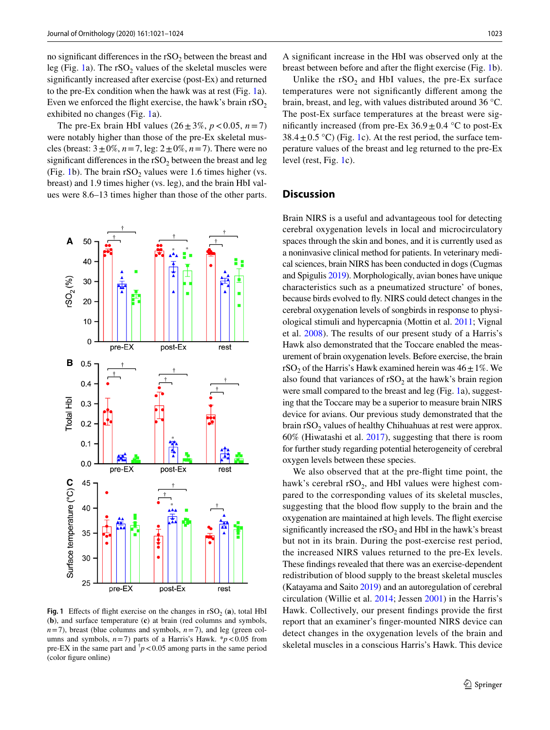no significant differences in the $rSO_2$ between the breast and leg (Fig. 1a). The $rSO_2$ values of the skeletal muscles were significantly increased after exercise (post-Ex) and returned to the pre-Ex condition when the hawk was at rest (Fig. 1a). Even we enforced the flight exercise, the hawk's brain $rSO_2$ exhibited no changes (Fig. 1a).

The pre-Ex brain HbI values ($26 \pm 3\%$, $p < 0.05$, $n = 7$) were notably higher than those of the pre-Ex skeletal muscles (breast: $3 \pm 0\%$, $n = 7$, leg: $2 \pm 0\%$, $n = 7$). There were no significant differences in the $rSO_2$ between the breast and leg (Fig. 1b). The brain $rSO_2$ values were 1.6 times higher (vs. breast) and 1.9 times higher (vs. leg), and the brain HbI values were 8.6–13 times higher than those of the other parts.

**Fig. 1** Effects of flight exercise on the changes in $rSO_2$ (**a**), total HbI (**b**), and surface temperature (**c**) at brain (red columns and symbols, $n = 7$), breast (blue columns and symbols, $n = 7$), and leg (green columns and symbols, $n = 7$) parts of a Harris's Hawk. *$p < 0.05$ from pre-EX in the same part and †$p < 0.05$ among parts in the same period (color figure online)

A significant increase in the HbI was observed only at the breast between before and after the flight exercise (Fig. 1b).

Unlike the $rSO_2$ and HbI values, the pre-Ex surface temperatures were not significantly different among the brain, breast, and leg, with values distributed around 36 °C. The post-Ex surface temperatures at the breast were significantly increased (from pre-Ex $36.9 \pm 0.4$ °C to post-Ex $38.4 \pm 0.5$ °C) (Fig. 1c). At the rest period, the surface temperature values of the breast and leg returned to the pre-Ex level (rest, Fig. 1c).

## Discussion

Brain NIRS is a useful and advantageous tool for detecting cerebral oxygenation levels in local and microcirculatory spaces through the skin and bones, and it is currently used as a noninvasive clinical method for patients. In veterinary medical sciences, brain NIRS has been conducted in dogs (Cugmas and Spigulis 2019). Morphologically, avian bones have unique characteristics such as a pneumatized structure' of bones, because birds evolved to fly. NIRS could detect changes in the cerebral oxygenation levels of songbirds in response to physiological stimuli and hypercapnia (Mottin et al. 2011; Vignal et al. 2008). The results of our present study of a Harris's Hawk also demonstrated that the Toccare enabled the measurement of brain oxygenation levels. Before exercise, the brain $rSO_2$ of the Harris's Hawk examined herein was $46 \pm 1\%$. We also found that variances of $rSO_2$ at the hawk's brain region were small compared to the breast and leg (Fig. 1a), suggesting that the Toccare may be a superior to measure brain NIRS device for avians. Our previous study demonstrated that the brain $rSO_2$ values of healthy Chihuahuas at rest were approx. 60% (Hiwatashi et al. 2017), suggesting that there is room for further study regarding potential heterogeneity of cerebral oxygen levels between these species.

We also observed that at the pre-flight time point, the hawk's cerebral $rSO_2$, and HbI values were highest compared to the corresponding values of its skeletal muscles, suggesting that the blood flow supply to the brain and the oxygenation are maintained at high levels. The flight exercise significantly increased the $rSO_2$ and HbI in the hawk's breast but not in its brain. During the post-exercise rest period, the increased NIRS values returned to the pre-Ex levels. These findings revealed that there was an exercise-dependent redistribution of blood supply to the breast skeletal muscles (Katayama and Saito 2019) and an autoregulation of cerebral circulation (Willie et al. 2014; Jessen 2001) in the Harris's Hawk. Collectively, our present findings provide the first report that an examiner's finger-mounted NIRS device can detect changes in the oxygenation levels of the brain and skeletal muscles in a conscious Harris's Hawk. This device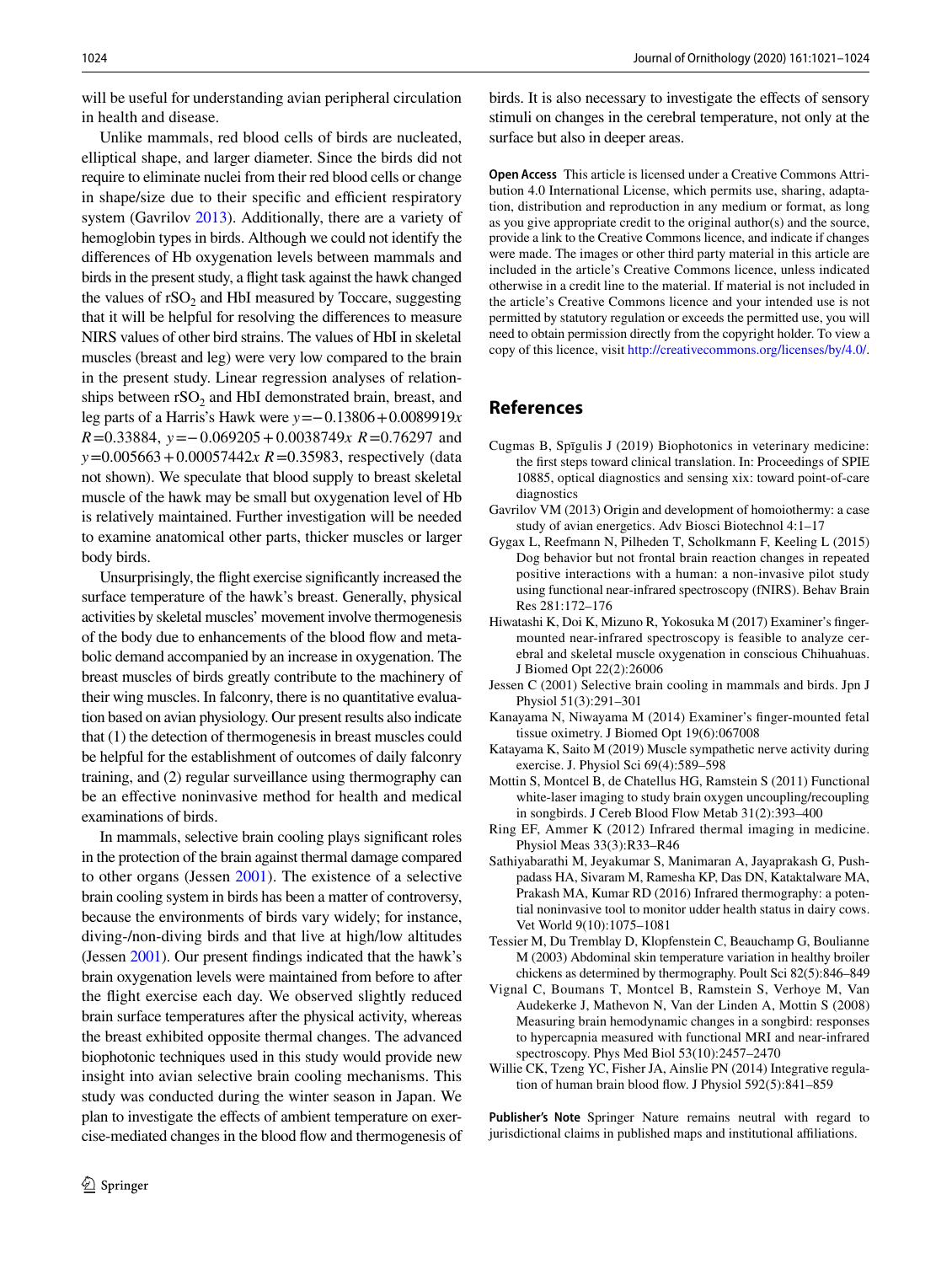will be useful for understanding avian peripheral circulation in health and disease.

Unlike mammals, red blood cells of birds are nucleated, elliptical shape, and larger diameter. Since the birds did not require to eliminate nuclei from their red blood cells or change in shape/size due to their specific and efficient respiratory system (Gavrilov 2013). Additionally, there are a variety of hemoglobin types in birds. Although we could not identify the differences of Hb oxygenation levels between mammals and birds in the present study, a flight task against the hawk changed the values of $rSO_2$ and HbI measured by Toccare, suggesting that it will be helpful for resolving the differences to measure NIRS values of other bird strains. The values of HbI in skeletal muscles (breast and leg) were very low compared to the brain in the present study. Linear regression analyses of relationships between $rSO_2$ and HbI demonstrated brain, breast, and leg parts of a Harris's Hawk were $y = -0.13806 + 0.0089919x$ $R = 0.33884$, $y = -0.069205 + 0.0038749x$ $R = 0.76297$ and $y = 0.005663 + 0.00057442x$ $R = 0.35983$, respectively (data not shown). We speculate that blood supply to breast skeletal muscle of the hawk may be small but oxygenation level of Hb is relatively maintained. Further investigation will be needed to examine anatomical other parts, thicker muscles or larger body birds.

Unsurprisingly, the flight exercise significantly increased the surface temperature of the hawk's breast. Generally, physical activities by skeletal muscles' movement involve thermogenesis of the body due to enhancements of the blood flow and metabolic demand accompanied by an increase in oxygenation. The breast muscles of birds greatly contribute to the machinery of their wing muscles. In falconry, there is no quantitative evaluation based on avian physiology. Our present results also indicate that (1) the detection of thermogenesis in breast muscles could be helpful for the establishment of outcomes of daily falconry training, and (2) regular surveillance using thermography can be an effective noninvasive method for health and medical examinations of birds.

In mammals, selective brain cooling plays significant roles in the protection of the brain against thermal damage compared to other organs (Jessen 2001). The existence of a selective brain cooling system in birds has been a matter of controversy, because the environments of birds vary widely; for instance, diving-/non-diving birds and that live at high/low altitudes (Jessen 2001). Our present findings indicated that the hawk's brain oxygenation levels were maintained from before to after the flight exercise each day. We observed slightly reduced brain surface temperatures after the physical activity, whereas the breast exhibited opposite thermal changes. The advanced biophotonic techniques used in this study would provide new insight into avian selective brain cooling mechanisms. This study was conducted during the winter season in Japan. We plan to investigate the effects of ambient temperature on exercise-mediated changes in the blood flow and thermogenesis of birds. It is also necessary to investigate the effects of sensory stimuli on changes in the cerebral temperature, not only at the surface but also in deeper areas.

**Open Access** This article is licensed under a Creative Commons Attribution 4.0 International License, which permits use, sharing, adaptation, distribution and reproduction in any medium or format, as long as you give appropriate credit to the original author(s) and the source, provide a link to the Creative Commons licence, and indicate if changes were made. The images or other third party material in this article are included in the article's Creative Commons licence, unless indicated otherwise in a credit line to the material. If material is not included in the article's Creative Commons licence and your intended use is not permitted by statutory regulation or exceeds the permitted use, you will need to obtain permission directly from the copyright holder. To view a copy of this licence, visit http://creativecommons.org/licenses/by/4.0/.

## References

Cugmas B, Spīgulis J (2019) Biophotonics in veterinary medicine: the first steps toward clinical translation. In: Proceedings of SPIE 10885, optical diagnostics and sensing xix: toward point-of-care diagnostics

Gavrilov VM (2013) Origin and development of homoiothermy: a case study of avian energetics. Adv Biosci Biotechnol 4:1–17

Gygax L, Reefmann N, Pilheden T, Scholkmann F, Keeling L (2015) Dog behavior but not frontal brain reaction changes in repeated positive interactions with a human: a non-invasive pilot study using functional near-infrared spectroscopy (fNIRS). Behav Brain Res 281:172–176

Hiwatashi K, Doi K, Mizuno R, Yokosuka M (2017) Examiner's finger-mounted near-infrared spectroscopy is feasible to analyze cerebral and skeletal muscle oxygenation in conscious Chihuahuas. J Biomed Opt 22(2):26006

Jessen C (2001) Selective brain cooling in mammals and birds. Jpn J Physiol 51(3):291–301

Kanayama N, Niwayama M (2014) Examiner's finger-mounted fetal tissue oximetry. J Biomed Opt 19(6):067008

Katayama K, Saito M (2019) Muscle sympathetic nerve activity during exercise. J. Physiol Sci 69(4):589–598

Mottin S, Montcel B, de Chatellus HG, Ramstein S (2011) Functional white-laser imaging to study brain oxygen uncoupling/recoupling in songbirds. J Cereb Blood Flow Metab 31(2):393–400

Ring EF, Ammer K (2012) Infrared thermal imaging in medicine. Physiol Meas 33(3):R33–R46

Sathiyabarathi M, Jeyakumar S, Manimaran A, Jayaprakash G, Pushpadass HA, Sivaram M, Ramesha KP, Das DN, Kataktalware MA, Prakash MA, Kumar RD (2016) Infrared thermography: a potential noninvasive tool to monitor udder health status in dairy cows. Vet World 9(10):1075–1081

Tessier M, Du Tremblay D, Klopfenstein C, Beauchamp G, Boulianne M (2003) Abdominal skin temperature variation in healthy broiler chickens as determined by thermography. Poult Sci 82(5):846–849

Vignal C, Boumans T, Montcel B, Ramstein S, Verhoye M, Van Audekerke J, Mathevon N, Van der Linden A, Mottin S (2008) Measuring brain hemodynamic changes in a songbird: responses to hypercapnia measured with functional MRI and near-infrared spectroscopy. Phys Med Biol 53(10):2457–2470

Willie CK, Tzeng YC, Fisher JA, Ainslie PN (2014) Integrative regulation of human brain blood flow. J Physiol 592(5):841–859

**Publisher's Note** Springer Nature remains neutral with regard to jurisdictional claims in published maps and institutional affiliations.